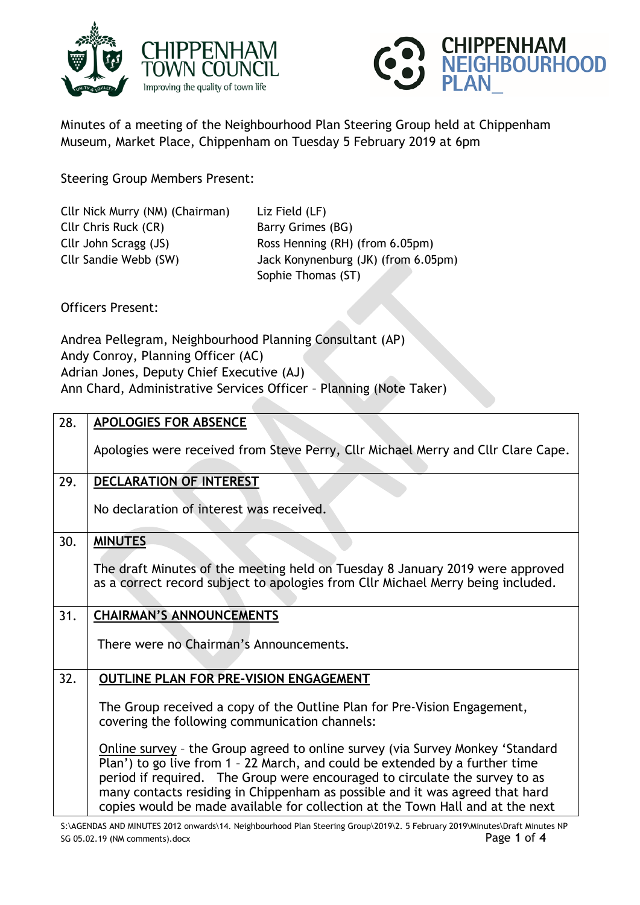CHIPPENHAM TOWN COUNCIL
Improving the quality of town life

CHIPPENHAM NEIGHBOURHOOD PLAN_

Minutes of a meeting of the Neighbourhood Plan Steering Group held at Chippenham Museum, Market Place, Chippenham on Tuesday 5 February 2019 at 6pm

Steering Group Members Present:

Cllr Nick Murry (NM) (Chairman)
Cllr Chris Ruck (CR)
Cllr John Scragg (JS)
Cllr Sandie Webb (SW)
Liz Field (LF)
Barry Grimes (BG)
Ross Henning (RH) (from 6.05pm)
Jack Konynenburg (JK) (from 6.05pm)
Sophie Thomas (ST)

Officers Present:

Andrea Pellegram, Neighbourhood Planning Consultant (AP)
Andy Conroy, Planning Officer (AC)
Adrian Jones, Deputy Chief Executive (AJ)
Ann Chard, Administrative Services Officer – Planning (Note Taker)

| | |
|---|---|
| 28. | **APOLOGIES FOR ABSENCE**<br><br>Apologies were received from Steve Perry, Cllr Michael Merry and Cllr Clare Cape. |
| 29. | **DECLARATION OF INTEREST**<br><br>No declaration of interest was received. |
| 30. | **MINUTES**<br><br>The draft Minutes of the meeting held on Tuesday 8 January 2019 were approved as a correct record subject to apologies from Cllr Michael Merry being included. |
| 31. | **CHAIRMAN'S ANNOUNCEMENTS**<br><br>There were no Chairman's Announcements. |
| 32. | **OUTLINE PLAN FOR PRE-VISION ENGAGEMENT**<br><br>The Group received a copy of the Outline Plan for Pre-Vision Engagement, covering the following communication channels:<br><br>Online survey – the Group agreed to online survey (via Survey Monkey 'Standard Plan') to go live from 1 – 22 March, and could be extended by a further time period if required. The Group were encouraged to circulate the survey to as many contacts residing in Chippenham as possible and it was agreed that hard copies would be made available for collection at the Town Hall and at the next |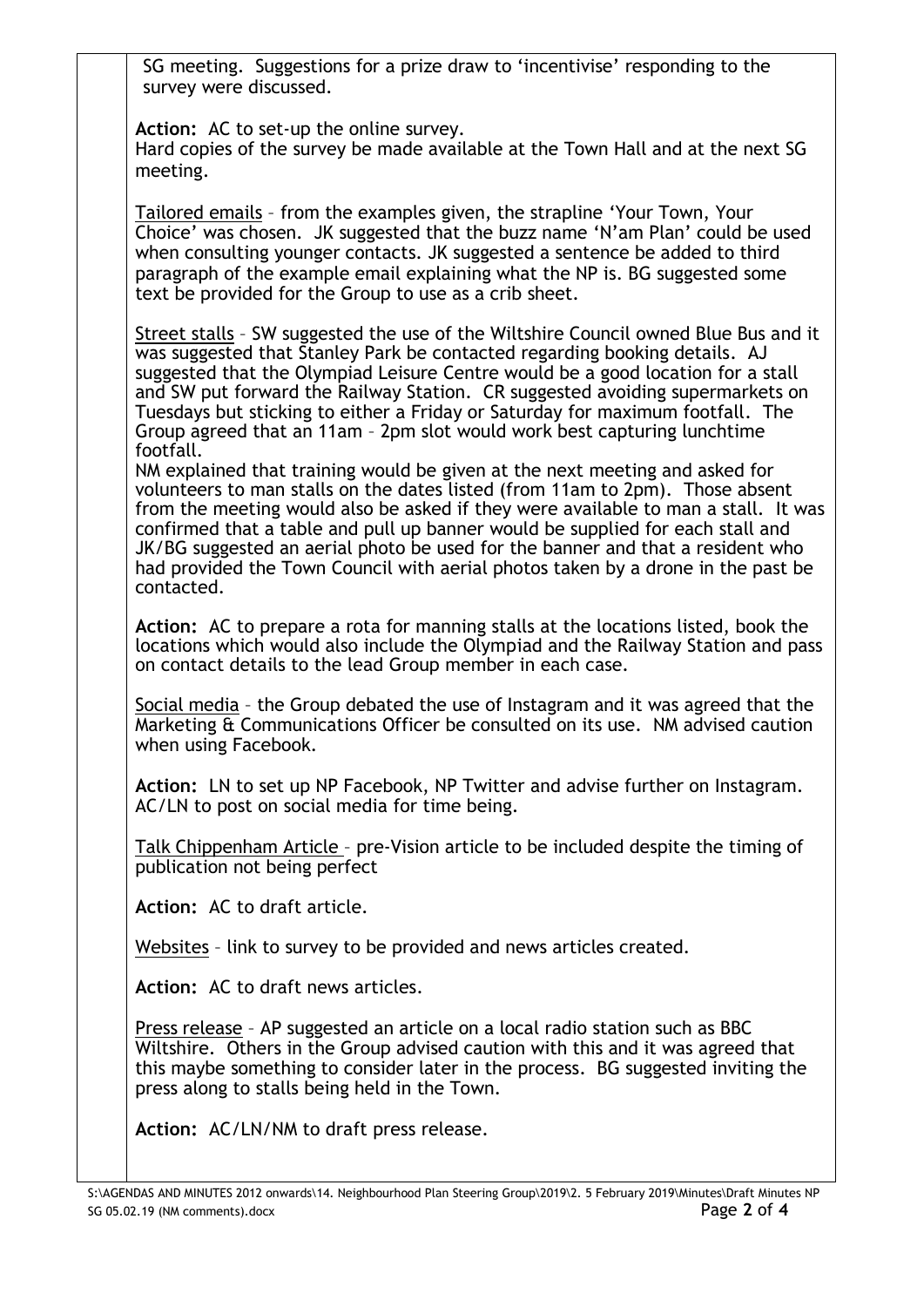SG meeting. Suggestions for a prize draw to 'incentivise' responding to the survey were discussed.

**Action:** AC to set-up the online survey.
Hard copies of the survey be made available at the Town Hall and at the next SG meeting.

Tailored emails – from the examples given, the strapline 'Your Town, Your Choice' was chosen. JK suggested that the buzz name 'N'am Plan' could be used when consulting younger contacts. JK suggested a sentence be added to third paragraph of the example email explaining what the NP is. BG suggested some text be provided for the Group to use as a crib sheet.

Street stalls – SW suggested the use of the Wiltshire Council owned Blue Bus and it was suggested that Stanley Park be contacted regarding booking details. AJ suggested that the Olympiad Leisure Centre would be a good location for a stall and SW put forward the Railway Station. CR suggested avoiding supermarkets on Tuesdays but sticking to either a Friday or Saturday for maximum footfall. The Group agreed that an 11am – 2pm slot would work best capturing lunchtime footfall.
NM explained that training would be given at the next meeting and asked for volunteers to man stalls on the dates listed (from 11am to 2pm). Those absent from the meeting would also be asked if they were available to man a stall. It was confirmed that a table and pull up banner would be supplied for each stall and JK/BG suggested an aerial photo be used for the banner and that a resident who had provided the Town Council with aerial photos taken by a drone in the past be contacted.

**Action:** AC to prepare a rota for manning stalls at the locations listed, book the locations which would also include the Olympiad and the Railway Station and pass on contact details to the lead Group member in each case.

Social media – the Group debated the use of Instagram and it was agreed that the Marketing & Communications Officer be consulted on its use. NM advised caution when using Facebook.

**Action:** LN to set up NP Facebook, NP Twitter and advise further on Instagram. AC/LN to post on social media for time being.

Talk Chippenham Article – pre-Vision article to be included despite the timing of publication not being perfect

**Action:** AC to draft article.

Websites – link to survey to be provided and news articles created.

**Action:** AC to draft news articles.

Press release – AP suggested an article on a local radio station such as BBC Wiltshire. Others in the Group advised caution with this and it was agreed that this maybe something to consider later in the process. BG suggested inviting the press along to stalls being held in the Town.

**Action:** AC/LN/NM to draft press release.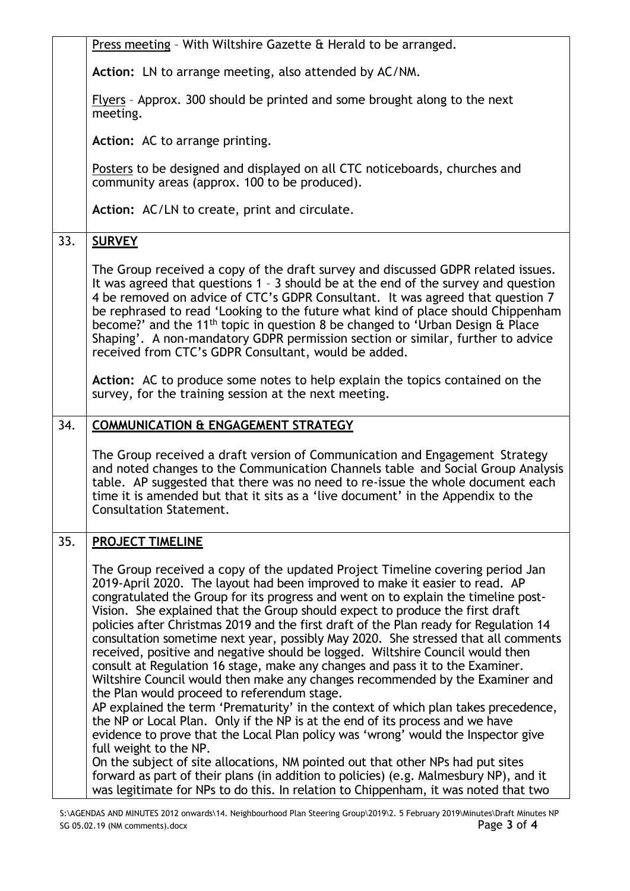| | |
|---|---|
| | Press meeting – With Wiltshire Gazette & Herald to be arranged.<br><br>**Action:** LN to arrange meeting, also attended by AC/NM.<br><br>Flyers – Approx. 300 should be printed and some brought along to the next meeting.<br><br>**Action:** AC to arrange printing.<br><br>Posters to be designed and displayed on all CTC noticeboards, churches and community areas (approx. 100 to be produced).<br><br>**Action:** AC/LN to create, print and circulate. |
| 33. | **SURVEY**<br><br>The Group received a copy of the draft survey and discussed GDPR related issues. It was agreed that questions 1 – 3 should be at the end of the survey and question 4 be removed on advice of CTC's GDPR Consultant. It was agreed that question 7 be rephrased to read 'Looking to the future what kind of place should Chippenham become?' and the 11th topic in question 8 be changed to 'Urban Design & Place Shaping'. A non-mandatory GDPR permission section or similar, further to advice received from CTC's GDPR Consultant, would be added.<br><br>**Action:** AC to produce some notes to help explain the topics contained on the survey, for the training session at the next meeting. |
| 34. | **COMMUNICATION & ENGAGEMENT STRATEGY**<br><br>The Group received a draft version of Communication and Engagement Strategy and noted changes to the Communication Channels table and Social Group Analysis table. AP suggested that there was no need to re-issue the whole document each time it is amended but that it sits as a 'live document' in the Appendix to the Consultation Statement. |
| 35. | **PROJECT TIMELINE**<br><br>The Group received a copy of the updated Project Timeline covering period Jan 2019-April 2020. The layout had been improved to make it easier to read. AP congratulated the Group for its progress and went on to explain the timeline post-Vision. She explained that the Group should expect to produce the first draft policies after Christmas 2019 and the first draft of the Plan ready for Regulation 14 consultation sometime next year, possibly May 2020. She stressed that all comments received, positive and negative should be logged. Wiltshire Council would then consult at Regulation 16 stage, make any changes and pass it to the Examiner. Wiltshire Council would then make any changes recommended by the Examiner and the Plan would proceed to referendum stage.<br>AP explained the term 'Prematurity' in the context of which plan takes precedence, the NP or Local Plan. Only if the NP is at the end of its process and we have evidence to prove that the Local Plan policy was 'wrong' would the Inspector give full weight to the NP.<br>On the subject of site allocations, NM pointed out that other NPs had put sites forward as part of their plans (in addition to policies) (e.g. Malmesbury NP), and it was legitimate for NPs to do this. In relation to Chippenham, it was noted that two |

S:\AGENDAS AND MINUTES 2012 onwards\14. Neighbourhood Plan Steering Group\2019\2. 5 February 2019\Minutes\Draft Minutes NP SG 05.02.19 (NM comments).docx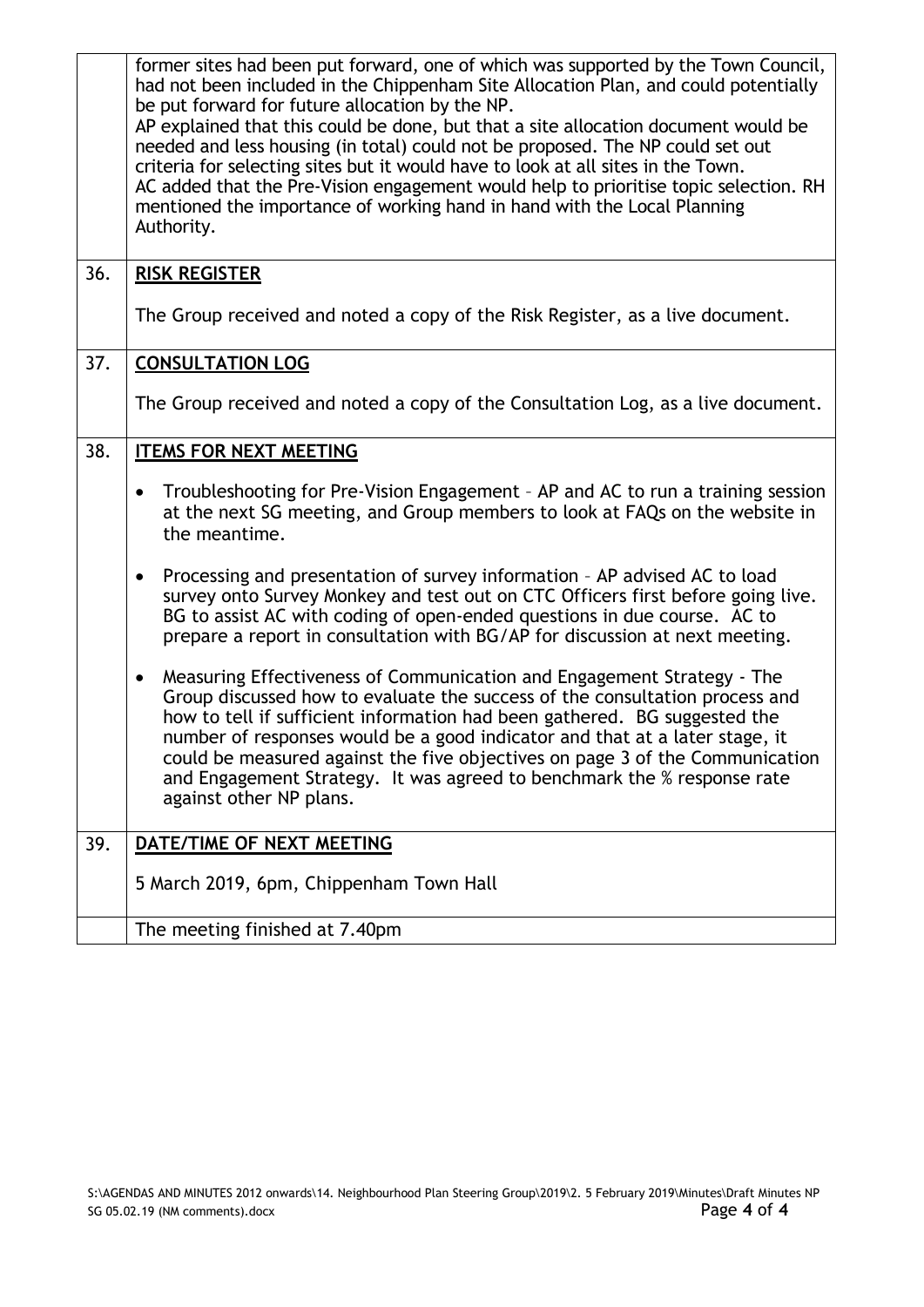| | |
|---|---|
| | former sites had been put forward, one of which was supported by the Town Council, had not been included in the Chippenham Site Allocation Plan, and could potentially be put forward for future allocation by the NP.<br>AP explained that this could be done, but that a site allocation document would be needed and less housing (in total) could not be proposed. The NP could set out criteria for selecting sites but it would have to look at all sites in the Town.<br>AC added that the Pre-Vision engagement would help to prioritise topic selection. RH mentioned the importance of working hand in hand with the Local Planning Authority. |
| 36. | **RISK REGISTER**<br><br>The Group received and noted a copy of the Risk Register, as a live document. |
| 37. | **CONSULTATION LOG**<br><br>The Group received and noted a copy of the Consultation Log, as a live document. |
| 38. | **ITEMS FOR NEXT MEETING**<br><br>• Troubleshooting for Pre-Vision Engagement – AP and AC to run a training session at the next SG meeting, and Group members to look at FAQs on the website in the meantime.<br><br>• Processing and presentation of survey information – AP advised AC to load survey onto Survey Monkey and test out on CTC Officers first before going live. BG to assist AC with coding of open-ended questions in due course. AC to prepare a report in consultation with BG/AP for discussion at next meeting.<br><br>• Measuring Effectiveness of Communication and Engagement Strategy - The Group discussed how to evaluate the success of the consultation process and how to tell if sufficient information had been gathered. BG suggested the number of responses would be a good indicator and that at a later stage, it could be measured against the five objectives on page 3 of the Communication and Engagement Strategy. It was agreed to benchmark the % response rate against other NP plans. |
| 39. | **DATE/TIME OF NEXT MEETING**<br><br>5 March 2019, 6pm, Chippenham Town Hall |
| | The meeting finished at 7.40pm |

S:\AGENDAS AND MINUTES 2012 onwards\14. Neighbourhood Plan Steering Group\2019\2. 5 February 2019\Minutes\Draft Minutes NP SG 05.02.19 (NM comments).docx